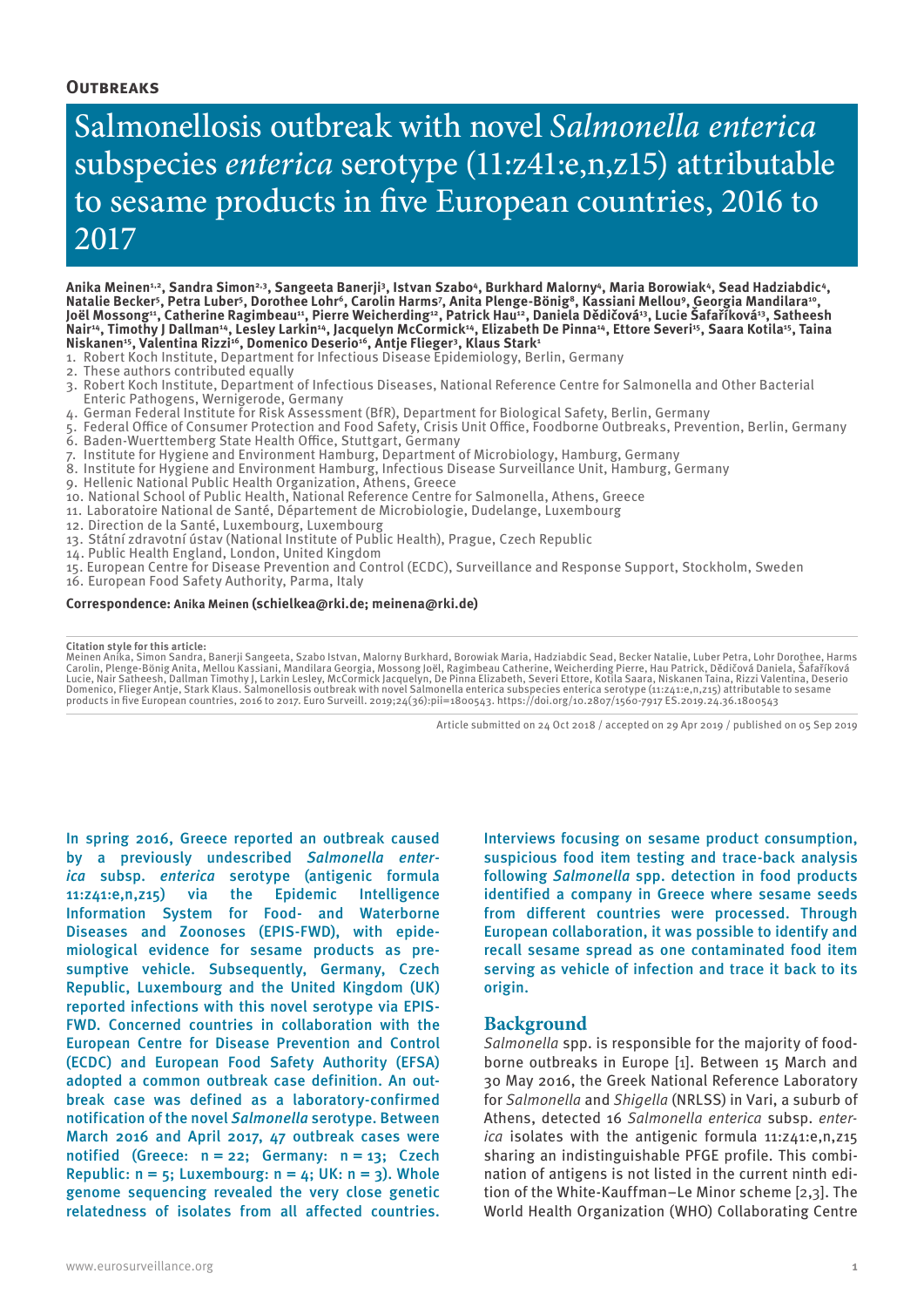**Outbreaks**

# Salmonellosis outbreak with novel *Salmonella enterica* subspecies *enterica* serotype (11:z41:e,n,z15) attributable to sesame products in five European countries, 2016 to 2017

**Anika Meinen[1,2], Sandra Simon[2,3], Sangeeta Banerji[3], Istvan Szabo[4], Burkhard Malorny[4], Maria Borowiak[4], Sead Hadziabdic[4], Natalie Becker[5], Petra Luber[5], Dorothee Lohr[6], Carolin Harms[7], Anita Plenge-Bönig[8], Kassiani Mellou[9], Georgia Mandilara[10], Joël Mossong[11], Catherine Ragimbeau[11], Pierre Weicherding[12], Patrick Hau[12], Daniela Dědičová[13], Lucie Šafaříková[13], Satheesh Nair[14], Timothy J Dallman[14], Lesley Larkin[14], Jacquelyn McCormick[14], Elizabeth De Pinna[14], Ettore Severi[15], Saara Kotila[15], Taina Niskanen[15], Valentina Rizzi[16], Domenico Deserio[16], Antje Flieger[3], Klaus Stark[1]**

1. Robert Koch Institute, Department for Infectious Disease Epidemiology, Berlin, Germany
2. These authors contributed equally
3. Robert Koch Institute, Department of Infectious Diseases, National Reference Centre for Salmonella and Other Bacterial Enteric Pathogens, Wernigerode, Germany
4. German Federal Institute for Risk Assessment (BfR), Department for Biological Safety, Berlin, Germany
5. Federal Office of Consumer Protection and Food Safety, Crisis Unit Office, Foodborne Outbreaks, Prevention, Berlin, Germany
6. Baden-Wuerttemberg State Health Office, Stuttgart, Germany
7. Institute for Hygiene and Environment Hamburg, Department of Microbiology, Hamburg, Germany
8. Institute for Hygiene and Environment Hamburg, Infectious Disease Surveillance Unit, Hamburg, Germany
9. Hellenic National Public Health Organization, Athens, Greece
10. National School of Public Health, National Reference Centre for Salmonella, Athens, Greece
11. Laboratoire National de Santé, Département de Microbiologie, Dudelange, Luxembourg
12. Direction de la Santé, Luxembourg, Luxembourg
13. Státní zdravotní ústav (National Institute of Public Health), Prague, Czech Republic
14. Public Health England, London, United Kingdom
15. European Centre for Disease Prevention and Control (ECDC), Surveillance and Response Support, Stockholm, Sweden
16. European Food Safety Authority, Parma, Italy

**Correspondence: Anika Meinen (schielkea@rki.de; meinena@rki.de)**

**Citation style for this article:**
Meinen Anika, Simon Sandra, Banerji Sangeeta, Szabo Istvan, Malorny Burkhard, Borowiak Maria, Hadziabdic Sead, Becker Natalie, Luber Petra, Lohr Dorothee, Harms Carolin, Plenge-Bönig Anita, Mellou Kassiani, Mandilara Georgia, Mossong Joël, Ragimbeau Catherine, Weicherding Pierre, Hau Patrick, Dědičová Daniela, Šafaříková Lucie, Nair Satheesh, Dallman Timothy J, Larkin Lesley, McCormick Jacquelyn, De Pinna Elizabeth, Severi Ettore, Kotila Saara, Niskanen Taina, Rizzi Valentina, Deserio Domenico, Flieger Antje, Stark Klaus. Salmonellosis outbreak with novel Salmonella enterica subspecies enterica serotype (11:z41:e,n,z15) attributable to sesame products in five European countries, 2016 to 2017. Euro Surveill. 2019;24(36):pii=1800543. https://doi.org/10.2807/1560-7917.ES.2019.24.36.1800543

Article submitted on 24 Oct 2018 / accepted on 29 Apr 2019 / published on 05 Sep 2019

In spring 2016, Greece reported an outbreak caused by a previously undescribed *Salmonella enterica* subsp. *enterica* serotype (antigenic formula 11:z41:e,n,z15) via the Epidemic Intelligence Information System for Food- and Waterborne Diseases and Zoonoses (EPIS-FWD), with epidemiological evidence for sesame products as presumptive vehicle. Subsequently, Germany, Czech Republic, Luxembourg and the United Kingdom (UK) reported infections with this novel serotype via EPIS-FWD. Concerned countries in collaboration with the European Centre for Disease Prevention and Control (ECDC) and European Food Safety Authority (EFSA) adopted a common outbreak case definition. An outbreak case was defined as a laboratory-confirmed notification of the novel *Salmonella* serotype. Between March 2016 and April 2017, 47 outbreak cases were notified (Greece: n = 22; Germany: n = 13; Czech Republic: n = 5; Luxembourg: n = 4; UK: n = 3). Whole genome sequencing revealed the very close genetic relatedness of isolates from all affected countries. Interviews focusing on sesame product consumption, suspicious food item testing and trace-back analysis following *Salmonella* spp. detection in food products identified a company in Greece where sesame seeds from different countries were processed. Through European collaboration, it was possible to identify and recall sesame spread as one contaminated food item serving as vehicle of infection and trace it back to its origin.

## Background

*Salmonella* spp. is responsible for the majority of foodborne outbreaks in Europe [1]. Between 15 March and 30 May 2016, the Greek National Reference Laboratory for *Salmonella* and *Shigella* (NRLSS) in Vari, a suburb of Athens, detected 16 *Salmonella enterica* subsp. *enterica* isolates with the antigenic formula 11:z41:e,n,z15 sharing an indistinguishable PFGE profile. This combination of antigens is not listed in the current ninth edition of the White-Kauffman–Le Minor scheme [2,3]. The World Health Organization (WHO) Collaborating Centre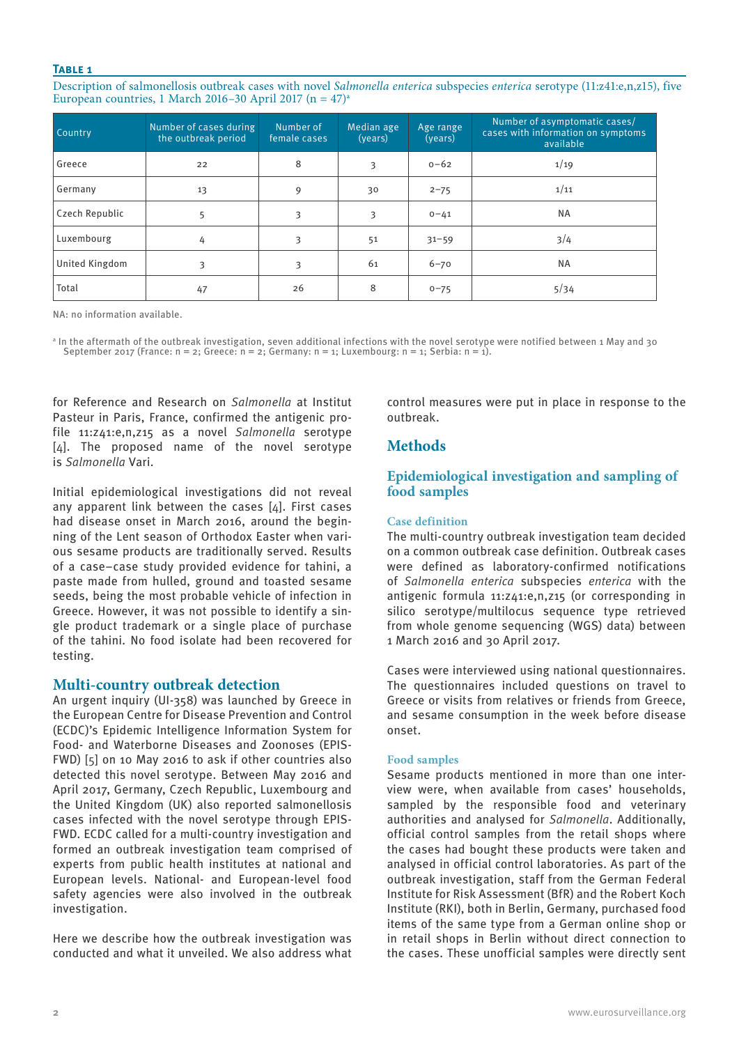**Table 1**

Description of salmonellosis outbreak cases with novel *Salmonella enterica* subspecies *enterica* serotype (11:z41:e,n,z15), five European countries, 1 March 2016–30 April 2017 (n = 47)[a]

| Country | Number of cases during the outbreak period | Number of female cases | Median age (years) | Age range (years) | Number of asymptomatic cases/ cases with information on symptoms available |
|---|---|---|---|---|---|
| Greece | 22 | 8 | 3 | 0–62 | 1/19 |
| Germany | 13 | 9 | 30 | 2–75 | 1/11 |
| Czech Republic | 5 | 3 | 3 | 0–41 | NA |
| Luxembourg | 4 | 3 | 51 | 31–59 | 3/4 |
| United Kingdom | 3 | 3 | 61 | 6–70 | NA |
| Total | 47 | 26 | 8 | 0–75 | 5/34 |

NA: no information available.

[a] In the aftermath of the outbreak investigation, seven additional infections with the novel serotype were notified between 1 May and 30 September 2017 (France: n = 2; Greece: n = 2; Germany: n = 1; Luxembourg: n = 1; Serbia: n = 1).

for Reference and Research on *Salmonella* at Institut Pasteur in Paris, France, confirmed the antigenic profile 11:z41:e,n,z15 as a novel *Salmonella* serotype [4]. The proposed name of the novel serotype is *Salmonella* Vari.

Initial epidemiological investigations did not reveal any apparent link between the cases [4]. First cases had disease onset in March 2016, around the beginning of the Lent season of Orthodox Easter when various sesame products are traditionally served. Results of a case–case study provided evidence for tahini, a paste made from hulled, ground and toasted sesame seeds, being the most probable vehicle of infection in Greece. However, it was not possible to identify a single product trademark or a single place of purchase of the tahini. No food isolate had been recovered for testing.

## Multi-country outbreak detection

An urgent inquiry (UI-358) was launched by Greece in the European Centre for Disease Prevention and Control (ECDC)'s Epidemic Intelligence Information System for Food- and Waterborne Diseases and Zoonoses (EPIS-FWD) [5] on 10 May 2016 to ask if other countries also detected this novel serotype. Between May 2016 and April 2017, Germany, Czech Republic, Luxembourg and the United Kingdom (UK) also reported salmonellosis cases infected with the novel serotype through EPIS-FWD. ECDC called for a multi-country investigation and formed an outbreak investigation team comprised of experts from public health institutes at national and European levels. National- and European-level food safety agencies were also involved in the outbreak investigation.

Here we describe how the outbreak investigation was conducted and what it unveiled. We also address what control measures were put in place in response to the outbreak.

# Methods

## Epidemiological investigation and sampling of food samples

### Case definition

The multi-country outbreak investigation team decided on a common outbreak case definition. Outbreak cases were defined as laboratory-confirmed notifications of *Salmonella enterica* subspecies *enterica* with the antigenic formula 11:z41:e,n,z15 (or corresponding in silico serotype/multilocus sequence type retrieved from whole genome sequencing (WGS) data) between 1 March 2016 and 30 April 2017.

Cases were interviewed using national questionnaires. The questionnaires included questions on travel to Greece or visits from relatives or friends from Greece, and sesame consumption in the week before disease onset.

### Food samples

Sesame products mentioned in more than one interview were, when available from cases' households, sampled by the responsible food and veterinary authorities and analysed for *Salmonella*. Additionally, official control samples from the retail shops where the cases had bought these products were taken and analysed in official control laboratories. As part of the outbreak investigation, staff from the German Federal Institute for Risk Assessment (BfR) and the Robert Koch Institute (RKI), both in Berlin, Germany, purchased food items of the same type from a German online shop or in retail shops in Berlin without direct connection to the cases. These unofficial samples were directly sent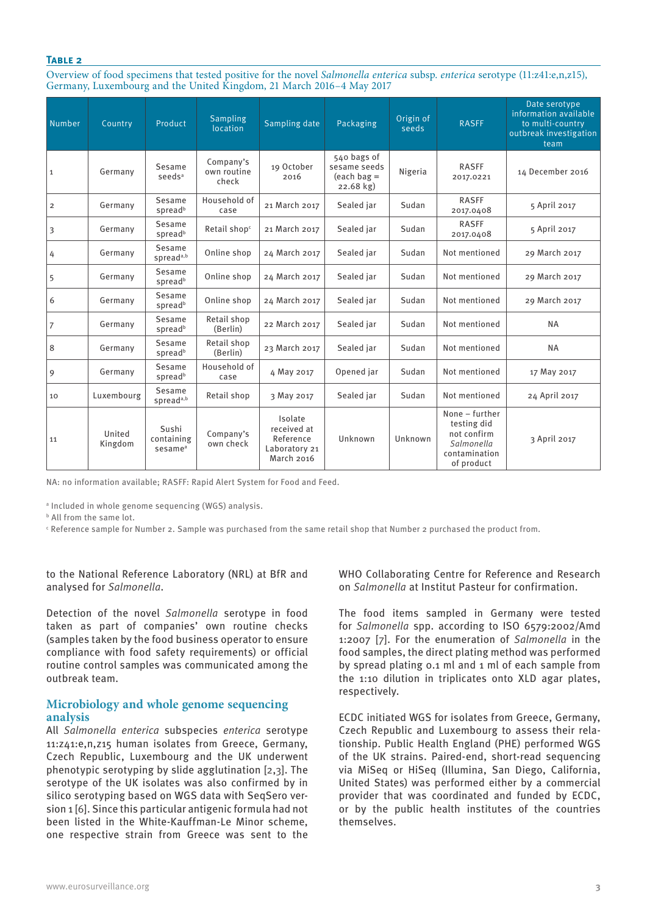**Table 2**

Overview of food specimens that tested positive for the novel *Salmonella enterica* subsp. *enterica* serotype (11:z41:e,n,z15), Germany, Luxembourg and the United Kingdom, 21 March 2016–4 May 2017

| Number | Country | Product | Sampling location | Sampling date | Packaging | Origin of seeds | RASFF | Date serotype information available to multi-country outbreak investigation team |
|---|---|---|---|---|---|---|---|---|
| 1 | Germany | Sesame seeds[a] | Company's own routine check | 19 October 2016 | 540 bags of sesame seeds (each bag = 22.68 kg) | Nigeria | RASFF 2017.0221 | 14 December 2016 |
| 2 | Germany | Sesame spread[b] | Household of case | 21 March 2017 | Sealed jar | Sudan | RASFF 2017.0408 | 5 April 2017 |
| 3 | Germany | Sesame spread[b] | Retail shop[c] | 21 March 2017 | Sealed jar | Sudan | RASFF 2017.0408 | 5 April 2017 |
| 4 | Germany | Sesame spread[a,b] | Online shop | 24 March 2017 | Sealed jar | Sudan | Not mentioned | 29 March 2017 |
| 5 | Germany | Sesame spread[b] | Online shop | 24 March 2017 | Sealed jar | Sudan | Not mentioned | 29 March 2017 |
| 6 | Germany | Sesame spread[b] | Online shop | 24 March 2017 | Sealed jar | Sudan | Not mentioned | 29 March 2017 |
| 7 | Germany | Sesame spread[b] | Retail shop (Berlin) | 22 March 2017 | Sealed jar | Sudan | Not mentioned | NA |
| 8 | Germany | Sesame spread[b] | Retail shop (Berlin) | 23 March 2017 | Sealed jar | Sudan | Not mentioned | NA |
| 9 | Germany | Sesame spread[b] | Household of case | 4 May 2017 | Opened jar | Sudan | Not mentioned | 17 May 2017 |
| 10 | Luxembourg | Sesame spread[a,b] | Retail shop | 3 May 2017 | Sealed jar | Sudan | Not mentioned | 24 April 2017 |
| 11 | United Kingdom | Sushi containing sesame[a] | Company's own check | Isolate received at Reference Laboratory 21 March 2016 | Unknown | Unknown | None – further testing did not confirm *Salmonella* contamination of product | 3 April 2017 |

NA: no information available; RASFF: Rapid Alert System for Food and Feed.

[a] Included in whole genome sequencing (WGS) analysis.

[b] All from the same lot.

[c] Reference sample for Number 2. Sample was purchased from the same retail shop that Number 2 purchased the product from.

to the National Reference Laboratory (NRL) at BfR and analysed for *Salmonella*.

Detection of the novel *Salmonella* serotype in food taken as part of companies' own routine checks (samples taken by the food business operator to ensure compliance with food safety requirements) or official routine control samples was communicated among the outbreak team.

## Microbiology and whole genome sequencing analysis

All *Salmonella enterica* subspecies *enterica* serotype 11:z41:e,n,z15 human isolates from Greece, Germany, Czech Republic, Luxembourg and the UK underwent phenotypic serotyping by slide agglutination [2,3]. The serotype of the UK isolates was also confirmed by in silico serotyping based on WGS data with SeqSero version 1 [6]. Since this particular antigenic formula had not been listed in the White-Kauffman-Le Minor scheme, one respective strain from Greece was sent to the WHO Collaborating Centre for Reference and Research on *Salmonella* at Institut Pasteur for confirmation.

The food items sampled in Germany were tested for *Salmonella* spp. according to ISO 6579:2002/Amd 1:2007 [7]. For the enumeration of *Salmonella* in the food samples, the direct plating method was performed by spread plating 0.1 ml and 1 ml of each sample from the 1:10 dilution in triplicates onto XLD agar plates, respectively.

ECDC initiated WGS for isolates from Greece, Germany, Czech Republic and Luxembourg to assess their relationship. Public Health England (PHE) performed WGS of the UK strains. Paired-end, short-read sequencing via MiSeq or HiSeq (Illumina, San Diego, California, United States) was performed either by a commercial provider that was coordinated and funded by ECDC, or by the public health institutes of the countries themselves.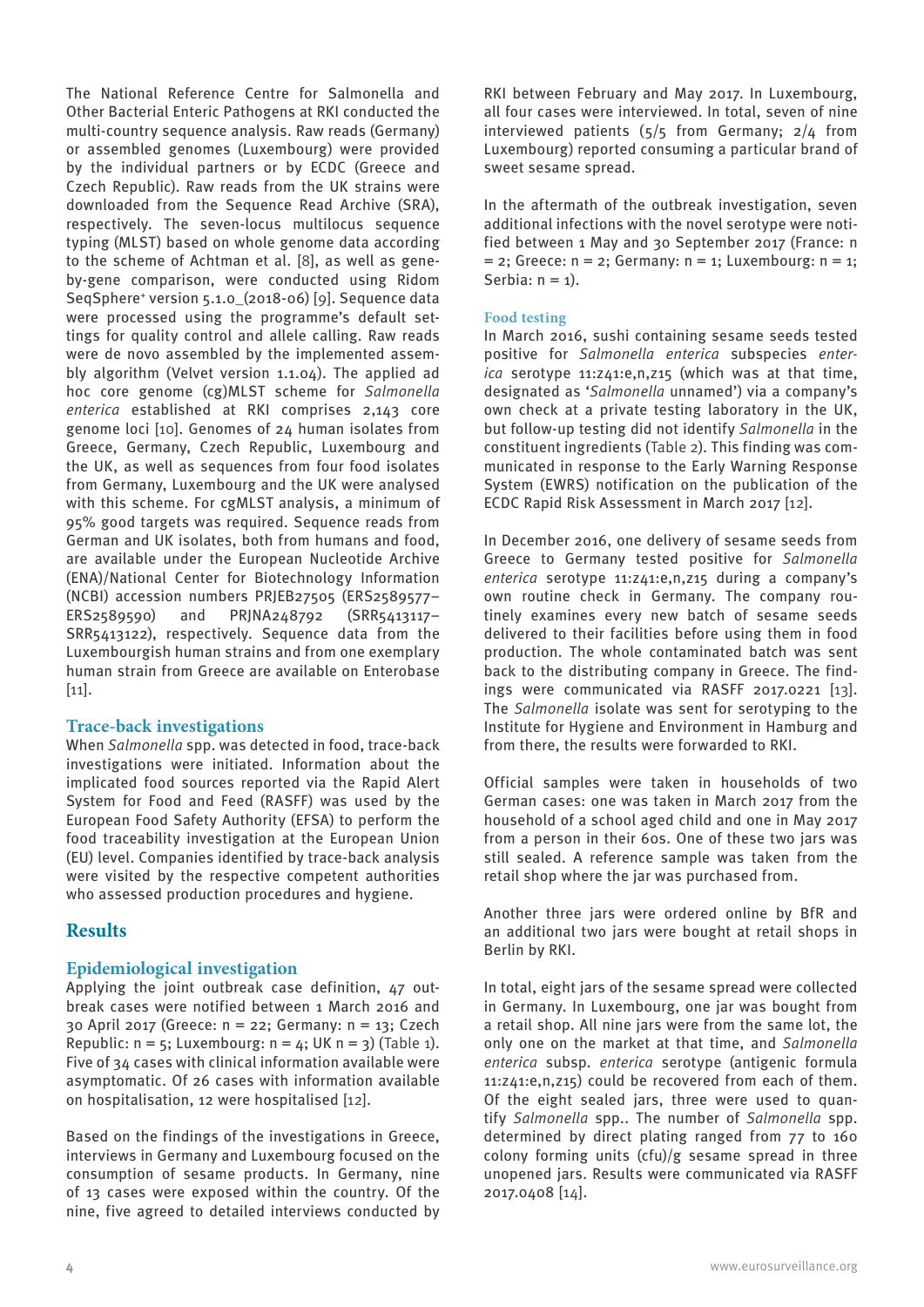The National Reference Centre for Salmonella and Other Bacterial Enteric Pathogens at RKI conducted the multi-country sequence analysis. Raw reads (Germany) or assembled genomes (Luxembourg) were provided by the individual partners or by ECDC (Greece and Czech Republic). Raw reads from the UK strains were downloaded from the Sequence Read Archive (SRA), respectively. The seven-locus multilocus sequence typing (MLST) based on whole genome data according to the scheme of Achtman et al. [8], as well as gene-by-gene comparison, were conducted using Ridom SeqSphere+ version 5.1.0_(2018-06) [9]. Sequence data were processed using the programme's default settings for quality control and allele calling. Raw reads were de novo assembled by the implemented assembly algorithm (Velvet version 1.1.04). The applied ad hoc core genome (cg)MLST scheme for *Salmonella enterica* established at RKI comprises 2,143 core genome loci [10]. Genomes of 24 human isolates from Greece, Germany, Czech Republic, Luxembourg and the UK, as well as sequences from four food isolates from Germany, Luxembourg and the UK were analysed with this scheme. For cgMLST analysis, a minimum of 95% good targets was required. Sequence reads from German and UK isolates, both from humans and food, are available under the European Nucleotide Archive (ENA)/National Center for Biotechnology Information (NCBI) accession numbers PRJEB27505 (ERS2589577–ERS2589590) and PRJNA248792 (SRR5413117–SRR5413122), respectively. Sequence data from the Luxembourgish human strains and from one exemplary human strain from Greece are available on Enterobase [11].

### Trace-back investigations

When *Salmonella* spp. was detected in food, trace-back investigations were initiated. Information about the implicated food sources reported via the Rapid Alert System for Food and Feed (RASFF) was used by the European Food Safety Authority (EFSA) to perform the food traceability investigation at the European Union (EU) level. Companies identified by trace-back analysis were visited by the respective competent authorities who assessed production procedures and hygiene.

## Results

### Epidemiological investigation

Applying the joint outbreak case definition, 47 outbreak cases were notified between 1 March 2016 and 30 April 2017 (Greece: n = 22; Germany: n = 13; Czech Republic: n = 5; Luxembourg: n = 4; UK n = 3) (Table 1). Five of 34 cases with clinical information available were asymptomatic. Of 26 cases with information available on hospitalisation, 12 were hospitalised [12].

Based on the findings of the investigations in Greece, interviews in Germany and Luxembourg focused on the consumption of sesame products. In Germany, nine of 13 cases were exposed within the country. Of the nine, five agreed to detailed interviews conducted by RKI between February and May 2017. In Luxembourg, all four cases were interviewed. In total, seven of nine interviewed patients (5/5 from Germany; 2/4 from Luxembourg) reported consuming a particular brand of sweet sesame spread.

In the aftermath of the outbreak investigation, seven additional infections with the novel serotype were notified between 1 May and 30 September 2017 (France: n = 2; Greece: n = 2; Germany: n = 1; Luxembourg: n = 1; Serbia: n = 1).

### Food testing

In March 2016, sushi containing sesame seeds tested positive for *Salmonella enterica* subspecies *enterica* serotype 11:z41:e,n,z15 (which was at that time, designated as '*Salmonella* unnamed') via a company's own check at a private testing laboratory in the UK, but follow-up testing did not identify *Salmonella* in the constituent ingredients (Table 2). This finding was communicated in response to the Early Warning Response System (EWRS) notification on the publication of the ECDC Rapid Risk Assessment in March 2017 [12].

In December 2016, one delivery of sesame seeds from Greece to Germany tested positive for *Salmonella enterica* serotype 11:z41:e,n,z15 during a company's own routine check in Germany. The company routinely examines every new batch of sesame seeds delivered to their facilities before using them in food production. The whole contaminated batch was sent back to the distributing company in Greece. The findings were communicated via RASFF 2017.0221 [13]. The *Salmonella* isolate was sent for serotyping to the Institute for Hygiene and Environment in Hamburg and from there, the results were forwarded to RKI.

Official samples were taken in households of two German cases: one was taken in March 2017 from the household of a school aged child and one in May 2017 from a person in their 60s. One of these two jars was still sealed. A reference sample was taken from the retail shop where the jar was purchased from.

Another three jars were ordered online by BfR and an additional two jars were bought at retail shops in Berlin by RKI.

In total, eight jars of the sesame spread were collected in Germany. In Luxembourg, one jar was bought from a retail shop. All nine jars were from the same lot, the only one on the market at that time, and *Salmonella enterica* subsp. *enterica* serotype (antigenic formula 11:z41:e,n,z15) could be recovered from each of them. Of the eight sealed jars, three were used to quantify *Salmonella* spp.. The number of *Salmonella* spp. determined by direct plating ranged from 77 to 160 colony forming units (cfu)/g sesame spread in three unopened jars. Results were communicated via RASFF 2017.0408 [14].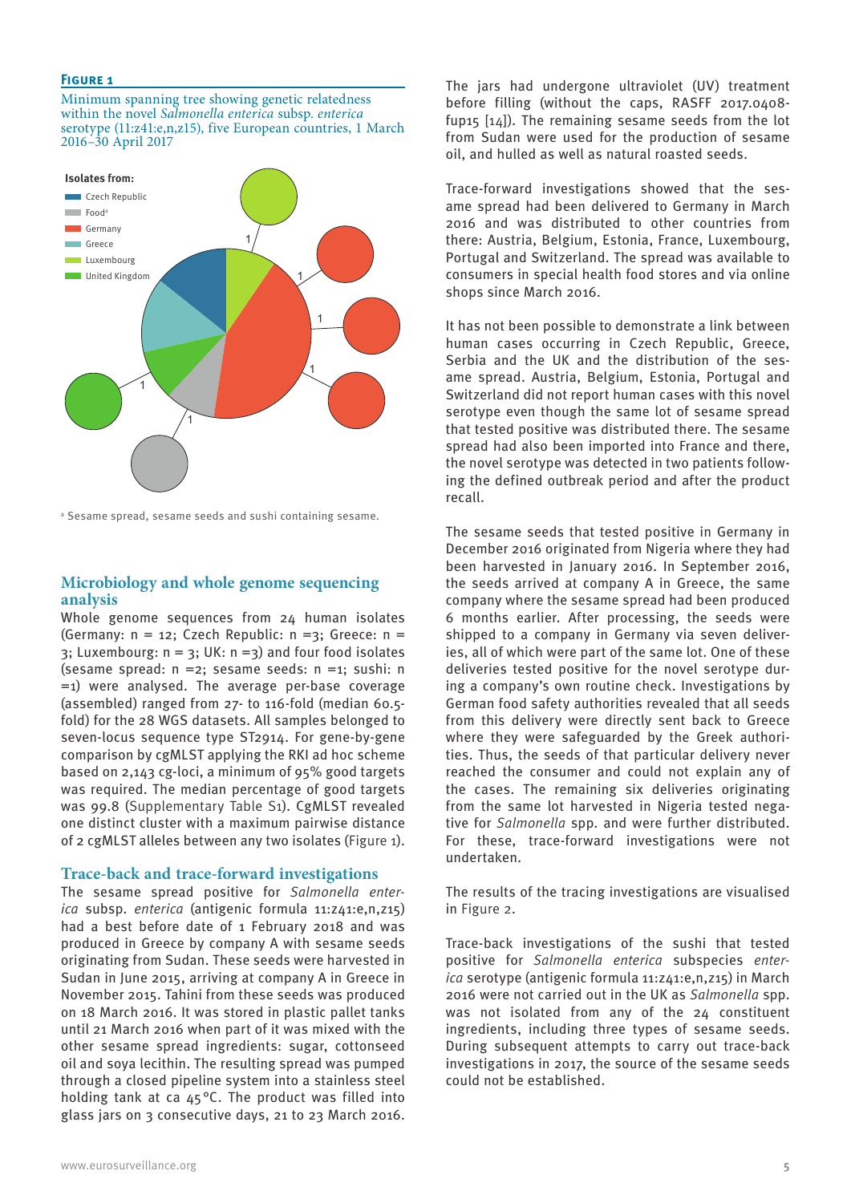**Figure 1**

Minimum spanning tree showing genetic relatedness within the novel *Salmonella enterica* subsp. *enterica* serotype (11:z41:e,n,z15), five European countries, 1 March 2016–30 April 2017

Isolates from:
- Czech Republic
- Food[a]
- Germany
- Greece
- Luxembourg
- United Kingdom

[a] Sesame spread, sesame seeds and sushi containing sesame.

## Microbiology and whole genome sequencing analysis

Whole genome sequences from 24 human isolates (Germany: n = 12; Czech Republic: n =3; Greece: n = 3; Luxembourg: n = 3; UK: n =3) and four food isolates (sesame spread: n =2; sesame seeds: n =1; sushi: n =1) were analysed. The average per-base coverage (assembled) ranged from 27- to 116-fold (median 60.5-fold) for the 28 WGS datasets. All samples belonged to seven-locus sequence type ST2914. For gene-by-gene comparison by cgMLST applying the RKI ad hoc scheme based on 2,143 cg-loci, a minimum of 95% good targets was required. The median percentage of good targets was 99.8 (Supplementary Table S1). CgMLST revealed one distinct cluster with a maximum pairwise distance of 2 cgMLST alleles between any two isolates (Figure 1).

## Trace-back and trace-forward investigations

The sesame spread positive for *Salmonella enterica* subsp. *enterica* (antigenic formula 11:z41:e,n,z15) had a best before date of 1 February 2018 and was produced in Greece by company A with sesame seeds originating from Sudan. These seeds were harvested in Sudan in June 2015, arriving at company A in Greece in November 2015. Tahini from these seeds was produced on 18 March 2016. It was stored in plastic pallet tanks until 21 March 2016 when part of it was mixed with the other sesame spread ingredients: sugar, cottonseed oil and soya lecithin. The resulting spread was pumped through a closed pipeline system into a stainless steel holding tank at ca 45 °C. The product was filled into glass jars on 3 consecutive days, 21 to 23 March 2016. The jars had undergone ultraviolet (UV) treatment before filling (without the caps, RASFF 2017.0408-fup15 [14]). The remaining sesame seeds from the lot from Sudan were used for the production of sesame oil, and hulled as well as natural roasted seeds.

Trace-forward investigations showed that the sesame spread had been delivered to Germany in March 2016 and was distributed to other countries from there: Austria, Belgium, Estonia, France, Luxembourg, Portugal and Switzerland. The spread was available to consumers in special health food stores and via online shops since March 2016.

It has not been possible to demonstrate a link between human cases occurring in Czech Republic, Greece, Serbia and the UK and the distribution of the sesame spread. Austria, Belgium, Estonia, Portugal and Switzerland did not report human cases with this novel serotype even though the same lot of sesame spread that tested positive was distributed there. The sesame spread had also been imported into France and there, the novel serotype was detected in two patients following the defined outbreak period and after the product recall.

The sesame seeds that tested positive in Germany in December 2016 originated from Nigeria where they had been harvested in January 2016. In September 2016, the seeds arrived at company A in Greece, the same company where the sesame spread had been produced 6 months earlier. After processing, the seeds were shipped to a company in Germany via seven deliveries, all of which were part of the same lot. One of these deliveries tested positive for the novel serotype during a company's own routine check. Investigations by German food safety authorities revealed that all seeds from this delivery were directly sent back to Greece where they were safeguarded by the Greek authorities. Thus, the seeds of that particular delivery never reached the consumer and could not explain any of the cases. The remaining six deliveries originating from the same lot harvested in Nigeria tested negative for *Salmonella* spp. and were further distributed. For these, trace-forward investigations were not undertaken.

The results of the tracing investigations are visualised in Figure 2.

Trace-back investigations of the sushi that tested positive for *Salmonella enterica* subspecies *enterica* serotype (antigenic formula 11:z41:e,n,z15) in March 2016 were not carried out in the UK as *Salmonella* spp. was not isolated from any of the 24 constituent ingredients, including three types of sesame seeds. During subsequent attempts to carry out trace-back investigations in 2017, the source of the sesame seeds could not be established.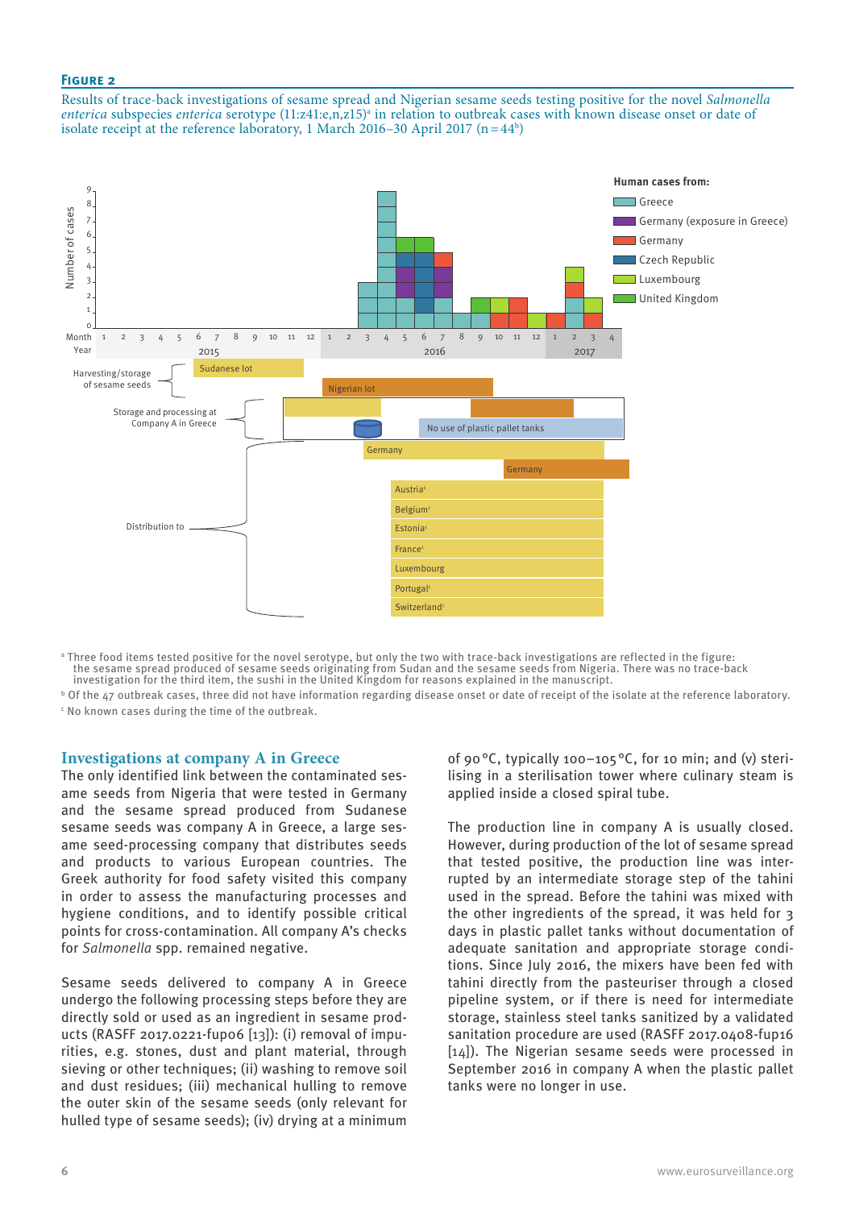**Figure 2**

Results of trace-back investigations of sesame spread and Nigerian sesame seeds testing positive for the novel *Salmonella enterica* subspecies *enterica* serotype (11:z41:e,n,z15)[a] in relation to outbreak cases with known disease onset or date of isolate receipt at the reference laboratory, 1 March 2016–30 April 2017 (n = 44[b])

[a] Three food items tested positive for the novel serotype, but only the two with trace-back investigations are reflected in the figure: the sesame spread produced of sesame seeds originating from Sudan and the sesame seeds from Nigeria. There was no trace-back investigation for the third item, the sushi in the United Kingdom for reasons explained in the manuscript.

[b] Of the 47 outbreak cases, three did not have information regarding disease onset or date of receipt of the isolate at the reference laboratory.

[c] No known cases during the time of the outbreak.

## Investigations at company A in Greece

The only identified link between the contaminated sesame seeds from Nigeria that were tested in Germany and the sesame spread produced from Sudanese sesame seeds was company A in Greece, a large sesame seed-processing company that distributes seeds and products to various European countries. The Greek authority for food safety visited this company in order to assess the manufacturing processes and hygiene conditions, and to identify possible critical points for cross-contamination. All company A's checks for *Salmonella* spp. remained negative.

Sesame seeds delivered to company A in Greece undergo the following processing steps before they are directly sold or used as an ingredient in sesame products (RASFF 2017.0221-fup06 [13]): (i) removal of impurities, e.g. stones, dust and plant material, through sieving or other techniques; (ii) washing to remove soil and dust residues; (iii) mechanical hulling to remove the outer skin of the sesame seeds (only relevant for hulled type of sesame seeds); (iv) drying at a minimum of 90 °C, typically 100–105 °C, for 10 min; and (v) sterilising in a sterilisation tower where culinary steam is applied inside a closed spiral tube.

The production line in company A is usually closed. However, during production of the lot of sesame spread that tested positive, the production line was interrupted by an intermediate storage step of the tahini used in the spread. Before the tahini was mixed with the other ingredients of the spread, it was held for 3 days in plastic pallet tanks without documentation of adequate sanitation and appropriate storage conditions. Since July 2016, the mixers have been fed with tahini directly from the pasteuriser through a closed pipeline system, or if there is need for intermediate storage, stainless steel tanks sanitized by a validated sanitation procedure are used (RASFF 2017.0408-fup16 [14]). The Nigerian sesame seeds were processed in September 2016 in company A when the plastic pallet tanks were no longer in use.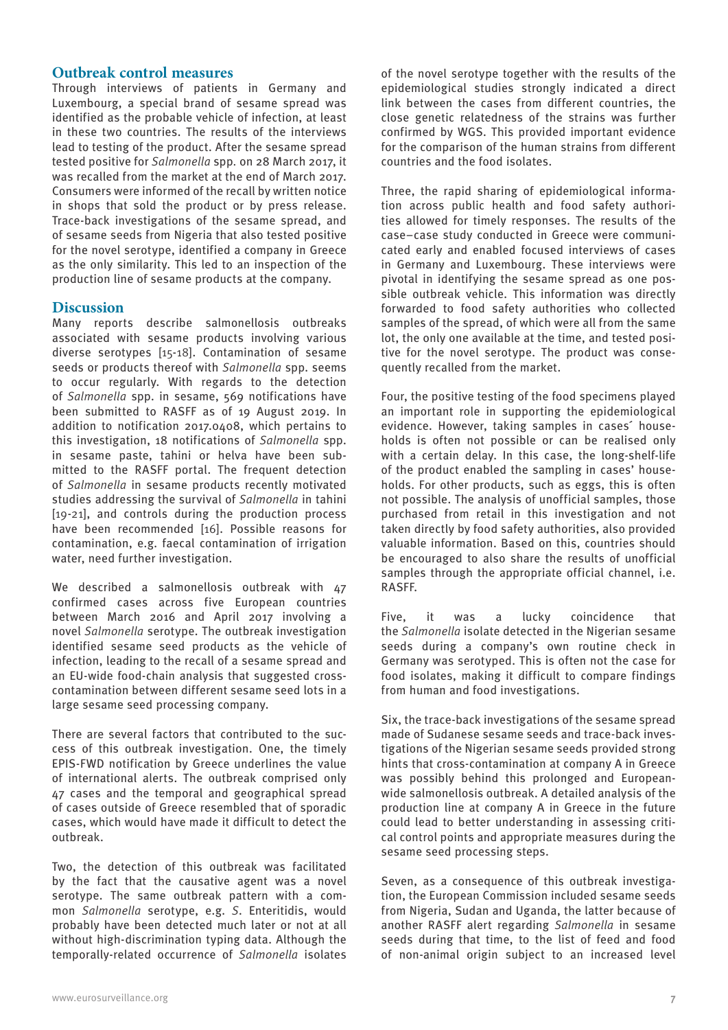## Outbreak control measures

Through interviews of patients in Germany and Luxembourg, a special brand of sesame spread was identified as the probable vehicle of infection, at least in these two countries. The results of the interviews lead to testing of the product. After the sesame spread tested positive for *Salmonella* spp. on 28 March 2017, it was recalled from the market at the end of March 2017. Consumers were informed of the recall by written notice in shops that sold the product or by press release. Trace-back investigations of the sesame spread, and of sesame seeds from Nigeria that also tested positive for the novel serotype, identified a company in Greece as the only similarity. This led to an inspection of the production line of sesame products at the company.

## Discussion

Many reports describe salmonellosis outbreaks associated with sesame products involving various diverse serotypes [15-18]. Contamination of sesame seeds or products thereof with *Salmonella* spp. seems to occur regularly. With regards to the detection of *Salmonella* spp. in sesame, 569 notifications have been submitted to RASFF as of 19 August 2019. In addition to notification 2017.0408, which pertains to this investigation, 18 notifications of *Salmonella* spp. in sesame paste, tahini or helva have been submitted to the RASFF portal. The frequent detection of *Salmonella* in sesame products recently motivated studies addressing the survival of *Salmonella* in tahini [19-21], and controls during the production process have been recommended [16]. Possible reasons for contamination, e.g. faecal contamination of irrigation water, need further investigation.

We described a salmonellosis outbreak with 47 confirmed cases across five European countries between March 2016 and April 2017 involving a novel *Salmonella* serotype. The outbreak investigation identified sesame seed products as the vehicle of infection, leading to the recall of a sesame spread and an EU-wide food-chain analysis that suggested cross-contamination between different sesame seed lots in a large sesame seed processing company.

There are several factors that contributed to the success of this outbreak investigation. One, the timely EPIS-FWD notification by Greece underlines the value of international alerts. The outbreak comprised only 47 cases and the temporal and geographical spread of cases outside of Greece resembled that of sporadic cases, which would have made it difficult to detect the outbreak.

Two, the detection of this outbreak was facilitated by the fact that the causative agent was a novel serotype. The same outbreak pattern with a common *Salmonella* serotype, e.g. *S*. Enteritidis, would probably have been detected much later or not at all without high-discrimination typing data. Although the temporally-related occurrence of *Salmonella* isolates of the novel serotype together with the results of the epidemiological studies strongly indicated a direct link between the cases from different countries, the close genetic relatedness of the strains was further confirmed by WGS. This provided important evidence for the comparison of the human strains from different countries and the food isolates.

Three, the rapid sharing of epidemiological information across public health and food safety authorities allowed for timely responses. The results of the case–case study conducted in Greece were communicated early and enabled focused interviews of cases in Germany and Luxembourg. These interviews were pivotal in identifying the sesame spread as one possible outbreak vehicle. This information was directly forwarded to food safety authorities who collected samples of the spread, of which were all from the same lot, the only one available at the time, and tested positive for the novel serotype. The product was consequently recalled from the market.

Four, the positive testing of the food specimens played an important role in supporting the epidemiological evidence. However, taking samples in cases´ households is often not possible or can be realised only with a certain delay. In this case, the long-shelf-life of the product enabled the sampling in cases' households. For other products, such as eggs, this is often not possible. The analysis of unofficial samples, those purchased from retail in this investigation and not taken directly by food safety authorities, also provided valuable information. Based on this, countries should be encouraged to also share the results of unofficial samples through the appropriate official channel, i.e. RASFF.

Five, it was a lucky coincidence that the *Salmonella* isolate detected in the Nigerian sesame seeds during a company's own routine check in Germany was serotyped. This is often not the case for food isolates, making it difficult to compare findings from human and food investigations.

Six, the trace-back investigations of the sesame spread made of Sudanese sesame seeds and trace-back investigations of the Nigerian sesame seeds provided strong hints that cross-contamination at company A in Greece was possibly behind this prolonged and European-wide salmonellosis outbreak. A detailed analysis of the production line at company A in Greece in the future could lead to better understanding in assessing critical control points and appropriate measures during the sesame seed processing steps.

Seven, as a consequence of this outbreak investigation, the European Commission included sesame seeds from Nigeria, Sudan and Uganda, the latter because of another RASFF alert regarding *Salmonella* in sesame seeds during that time, to the list of feed and food of non-animal origin subject to an increased level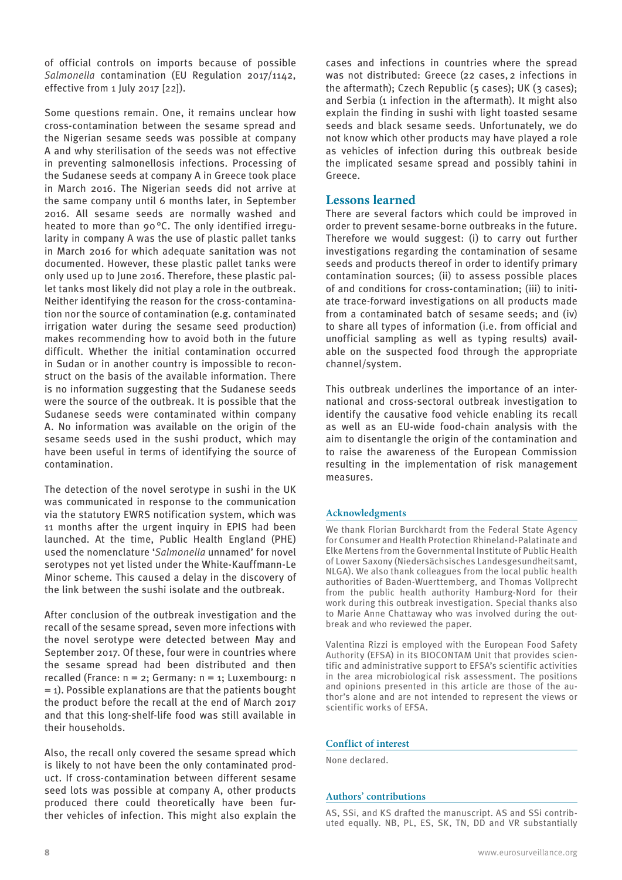of official controls on imports because of possible *Salmonella* contamination (EU Regulation 2017/1142, effective from 1 July 2017 [22]).

Some questions remain. One, it remains unclear how cross-contamination between the sesame spread and the Nigerian sesame seeds was possible at company A and why sterilisation of the seeds was not effective in preventing salmonellosis infections. Processing of the Sudanese seeds at company A in Greece took place in March 2016. The Nigerian seeds did not arrive at the same company until 6 months later, in September 2016. All sesame seeds are normally washed and heated to more than 90 °C. The only identified irregularity in company A was the use of plastic pallet tanks in March 2016 for which adequate sanitation was not documented. However, these plastic pallet tanks were only used up to June 2016. Therefore, these plastic pallet tanks most likely did not play a role in the outbreak. Neither identifying the reason for the cross-contamination nor the source of contamination (e.g. contaminated irrigation water during the sesame seed production) makes recommending how to avoid both in the future difficult. Whether the initial contamination occurred in Sudan or in another country is impossible to reconstruct on the basis of the available information. There is no information suggesting that the Sudanese seeds were the source of the outbreak. It is possible that the Sudanese seeds were contaminated within company A. No information was available on the origin of the sesame seeds used in the sushi product, which may have been useful in terms of identifying the source of contamination.

The detection of the novel serotype in sushi in the UK was communicated in response to the communication via the statutory EWRS notification system, which was 11 months after the urgent inquiry in EPIS had been launched. At the time, Public Health England (PHE) used the nomenclature '*Salmonella* unnamed' for novel serotypes not yet listed under the White-Kauffmann-Le Minor scheme. This caused a delay in the discovery of the link between the sushi isolate and the outbreak.

After conclusion of the outbreak investigation and the recall of the sesame spread, seven more infections with the novel serotype were detected between May and September 2017. Of these, four were in countries where the sesame spread had been distributed and then recalled (France: n = 2; Germany: n = 1; Luxembourg: n = 1). Possible explanations are that the patients bought the product before the recall at the end of March 2017 and that this long-shelf-life food was still available in their households.

Also, the recall only covered the sesame spread which is likely to not have been the only contaminated product. If cross-contamination between different sesame seed lots was possible at company A, other products produced there could theoretically have been further vehicles of infection. This might also explain the cases and infections in countries where the spread was not distributed: Greece (22 cases, 2 infections in the aftermath); Czech Republic (5 cases); UK (3 cases); and Serbia (1 infection in the aftermath). It might also explain the finding in sushi with light toasted sesame seeds and black sesame seeds. Unfortunately, we do not know which other products may have played a role as vehicles of infection during this outbreak beside the implicated sesame spread and possibly tahini in Greece.

## Lessons learned

There are several factors which could be improved in order to prevent sesame-borne outbreaks in the future. Therefore we would suggest: (i) to carry out further investigations regarding the contamination of sesame seeds and products thereof in order to identify primary contamination sources; (ii) to assess possible places of and conditions for cross-contamination; (iii) to initiate trace-forward investigations on all products made from a contaminated batch of sesame seeds; and (iv) to share all types of information (i.e. from official and unofficial sampling as well as typing results) available on the suspected food through the appropriate channel/system.

This outbreak underlines the importance of an international and cross-sectoral outbreak investigation to identify the causative food vehicle enabling its recall as well as an EU-wide food-chain analysis with the aim to disentangle the origin of the contamination and to raise the awareness of the European Commission resulting in the implementation of risk management measures.

### Acknowledgments

We thank Florian Burckhardt from the Federal State Agency for Consumer and Health Protection Rhineland-Palatinate and Elke Mertens from the Governmental Institute of Public Health of Lower Saxony (Niedersächsisches Landesgesundheitsamt, NLGA). We also thank colleagues from the local public health authorities of Baden-Wuerttemberg, and Thomas Vollprecht from the public health authority Hamburg-Nord for their work during this outbreak investigation. Special thanks also to Marie Anne Chattaway who was involved during the outbreak and who reviewed the paper.

Valentina Rizzi is employed with the European Food Safety Authority (EFSA) in its BIOCONTAM Unit that provides scientific and administrative support to EFSA's scientific activities in the area microbiological risk assessment. The positions and opinions presented in this article are those of the author's alone and are not intended to represent the views or scientific works of EFSA.

### Conflict of interest

None declared.

### Authors' contributions

AS, SSi, and KS drafted the manuscript. AS and SSi contributed equally. NB, PL, ES, SK, TN, DD and VR substantially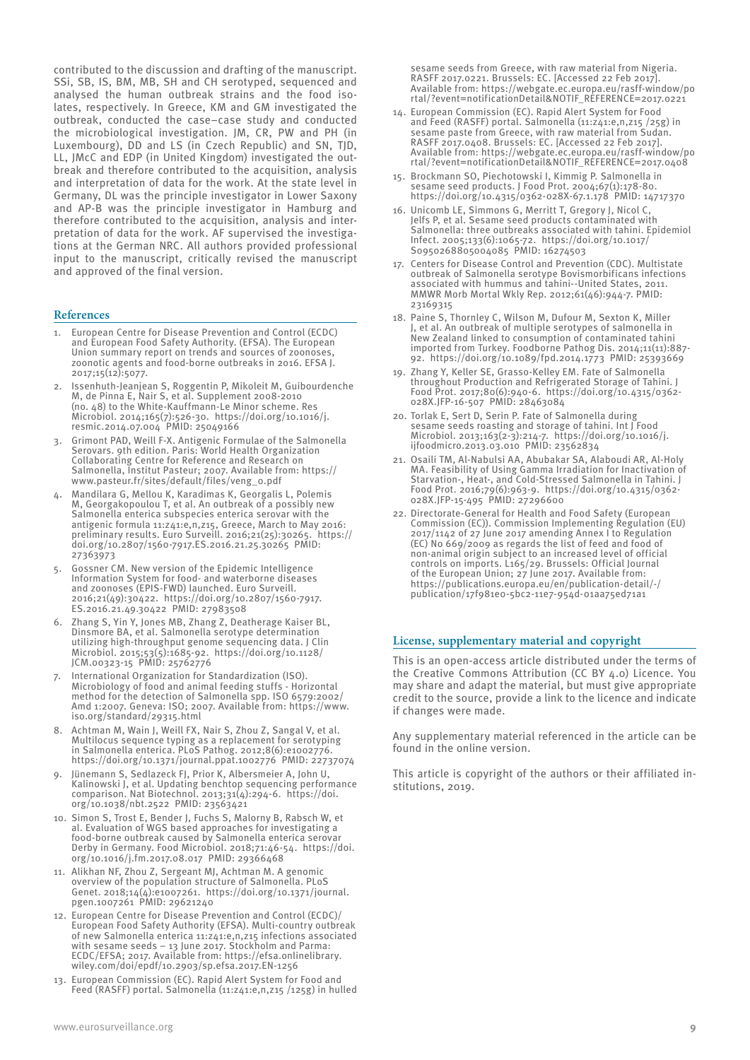contributed to the discussion and drafting of the manuscript. SSi, SB, IS, BM, MB, SH and CH serotyped, sequenced and analysed the human outbreak strains and the food isolates, respectively. In Greece, KM and GM investigated the outbreak, conducted the case–case study and conducted the microbiological investigation. JM, CR, PW and PH (in Luxembourg), DD and LS (in Czech Republic) and SN, TJD, LL, JMcC and EDP (in United Kingdom) investigated the outbreak and therefore contributed to the acquisition, analysis and interpretation of data for the work. At the state level in Germany, DL was the principle investigator in Lower Saxony and AP-B was the principle investigator in Hamburg and therefore contributed to the acquisition, analysis and interpretation of data for the work. AF supervised the investigations at the German NRC. All authors provided professional input to the manuscript, critically revised the manuscript and approved of the final version.

## References

1. European Centre for Disease Prevention and Control (ECDC) and European Food Safety Authority. (EFSA). The European Union summary report on trends and sources of zoonoses, zoonotic agents and food-borne outbreaks in 2016. EFSA J. 2017;15(12):5077.
2. Issenhuth-Jeanjean S, Roggentin P, Mikoleit M, Guibourdenche M, de Pinna E, Nair S, et al. Supplement 2008-2010 (no. 48) to the White-Kauffmann-Le Minor scheme. Res Microbiol. 2014;165(7):526-30. https://doi.org/10.1016/j.resmic.2014.07.004 PMID: 25049166
3. Grimont PAD, Weill F-X. Antigenic Formulae of the Salmonella Serovars. 9th edition. Paris: World Health Organization Collaborating Centre for Reference and Research on Salmonella, Institut Pasteur; 2007. Available from: https://www.pasteur.fr/sites/default/files/veng_0.pdf
4. Mandilara G, Mellou K, Karadimas K, Georgalis L, Polemis M, Georgakopoulou T, et al. An outbreak of a possibly new Salmonella enterica subspecies enterica serovar with the antigenic formula 11:z41:e,n,z15, Greece, March to May 2016: preliminary results. Euro Surveill. 2016;21(25):30265. https://doi.org/10.2807/1560-7917.ES.2016.21.25.30265 PMID: 27363973
5. Gossner CM. New version of the Epidemic Intelligence Information System for food- and waterborne diseases and zoonoses (EPIS-FWD) launched. Euro Surveill. 2016;21(49):30422. https://doi.org/10.2807/1560-7917.ES.2016.21.49.30422 PMID: 27983508
6. Zhang S, Yin Y, Jones MB, Zhang Z, Deatherage Kaiser BL, Dinsmore BA, et al. Salmonella serotype determination utilizing high-throughput genome sequencing data. J Clin Microbiol. 2015;53(5):1685-92. https://doi.org/10.1128/JCM.00323-15 PMID: 25762776
7. International Organization for Standardization (ISO). Microbiology of food and animal feeding stuffs - Horizontal method for the detection of Salmonella spp. ISO 6579:2002/Amd 1:2007. Geneva: ISO; 2007. Available from: https://www.iso.org/standard/29315.html
8. Achtman M, Wain J, Weill FX, Nair S, Zhou Z, Sangal V, et al. Multilocus sequence typing as a replacement for serotyping in Salmonella enterica. PLoS Pathog. 2012;8(6):e1002776. https://doi.org/10.1371/journal.ppat.1002776 PMID: 22737074
9. Jünemann S, Sedlazeck FJ, Prior K, Albersmeier A, John U, Kalinowski J, et al. Updating benchtop sequencing performance comparison. Nat Biotechnol. 2013;31(4):294-6. https://doi.org/10.1038/nbt.2522 PMID: 23563421
10. Simon S, Trost E, Bender J, Fuchs S, Malorny B, Rabsch W, et al. Evaluation of WGS based approaches for investigating a food-borne outbreak caused by Salmonella enterica serovar Derby in Germany. Food Microbiol. 2018;71:46-54. https://doi.org/10.1016/j.fm.2017.08.017 PMID: 29366468
11. Alikhan NF, Zhou Z, Sergeant MJ, Achtman M. A genomic overview of the population structure of Salmonella. PLoS Genet. 2018;14(4):e1007261. https://doi.org/10.1371/journal.pgen.1007261 PMID: 29621240
12. European Centre for Disease Prevention and Control (ECDC)/European Food Safety Authority (EFSA). Multi-country outbreak of new Salmonella enterica 11:z41:e,n,z15 infections associated with sesame seeds – 13 June 2017. Stockholm and Parma: ECDC/EFSA; 2017. Available from: https://efsa.onlinelibrary.wiley.com/doi/epdf/10.2903/sp.efsa.2017.EN-1256
13. European Commission (EC). Rapid Alert System for Food and Feed (RASFF) portal. Salmonella (11:z41:e,n,z15 /125g) in hulled sesame seeds from Greece, with raw material from Nigeria. RASFF 2017.0221. Brussels: EC. [Accessed 22 Feb 2017]. Available from: https://webgate.ec.europa.eu/rasff-window/portal/?event=notificationDetail&NOTIF_REFERENCE=2017.0221
14. European Commission (EC). Rapid Alert System for Food and Feed (RASFF) portal. Salmonella (11:z41:e,n,z15 /25g) in sesame paste from Greece, with raw material from Sudan. RASFF 2017.0408. Brussels: EC. [Accessed 22 Feb 2017]. Available from: https://webgate.ec.europa.eu/rasff-window/portal/?event=notificationDetail&NOTIF_REFERENCE=2017.0408
15. Brockmann SO, Piechotowski I, Kimmig P. Salmonella in sesame seed products. J Food Prot. 2004;67(1):178-80. https://doi.org/10.4315/0362-028X-67.1.178 PMID: 14717370
16. Unicomb LE, Simmons G, Merritt T, Gregory J, Nicol C, Jelfs P, et al. Sesame seed products contaminated with Salmonella: three outbreaks associated with tahini. Epidemiol Infect. 2005;133(6):1065-72. https://doi.org/10.1017/S0950268805004085 PMID: 16274503
17. Centers for Disease Control and Prevention (CDC). Multistate outbreak of Salmonella serotype Bovismorbificans infections associated with hummus and tahini--United States, 2011. MMWR Morb Mortal Wkly Rep. 2012;61(46):944-7. PMID: 23169315
18. Paine S, Thornley C, Wilson M, Dufour M, Sexton K, Miller J, et al. An outbreak of multiple serotypes of salmonella in New Zealand linked to consumption of contaminated tahini imported from Turkey. Foodborne Pathog Dis. 2014;11(11):887-92. https://doi.org/10.1089/fpd.2014.1773 PMID: 25393669
19. Zhang Y, Keller SE, Grasso-Kelley EM. Fate of Salmonella throughout Production and Refrigerated Storage of Tahini. J Food Prot. 2017;80(6):940-6. https://doi.org/10.4315/0362-028X.JFP-16-507 PMID: 28463084
20. Torlak E, Sert D, Serin P. Fate of Salmonella during sesame seeds roasting and storage of tahini. Int J Food Microbiol. 2013;163(2-3):214-7. https://doi.org/10.1016/j.ijfoodmicro.2013.03.010 PMID: 23562834
21. Osaili TM, Al-Nabulsi AA, Abubakar SA, Alaboudi AR, Al-Holy MA. Feasibility of Using Gamma Irradiation for Inactivation of Starvation-, Heat-, and Cold-Stressed Salmonella in Tahini. J Food Prot. 2016;79(6):963-9. https://doi.org/10.4315/0362-028X.JFP-15-495 PMID: 27296600
22. Directorate-General for Health and Food Safety (European Commission (EC)). Commission Implementing Regulation (EU) 2017/1142 of 27 June 2017 amending Annex I to Regulation (EC) No 669/2009 as regards the list of feed and food of non-animal origin subject to an increased level of official controls on imports. L165/29. Brussels: Official Journal of the European Union; 27 June 2017. Available from: https://publications.europa.eu/en/publication-detail/-/publication/17f981e0-5bc2-11e7-954d-01aa75ed71a1

## License, supplementary material and copyright

This is an open-access article distributed under the terms of the Creative Commons Attribution (CC BY 4.0) Licence. You may share and adapt the material, but must give appropriate credit to the source, provide a link to the licence and indicate if changes were made.

Any supplementary material referenced in the article can be found in the online version.

This article is copyright of the authors or their affiliated institutions, 2019.